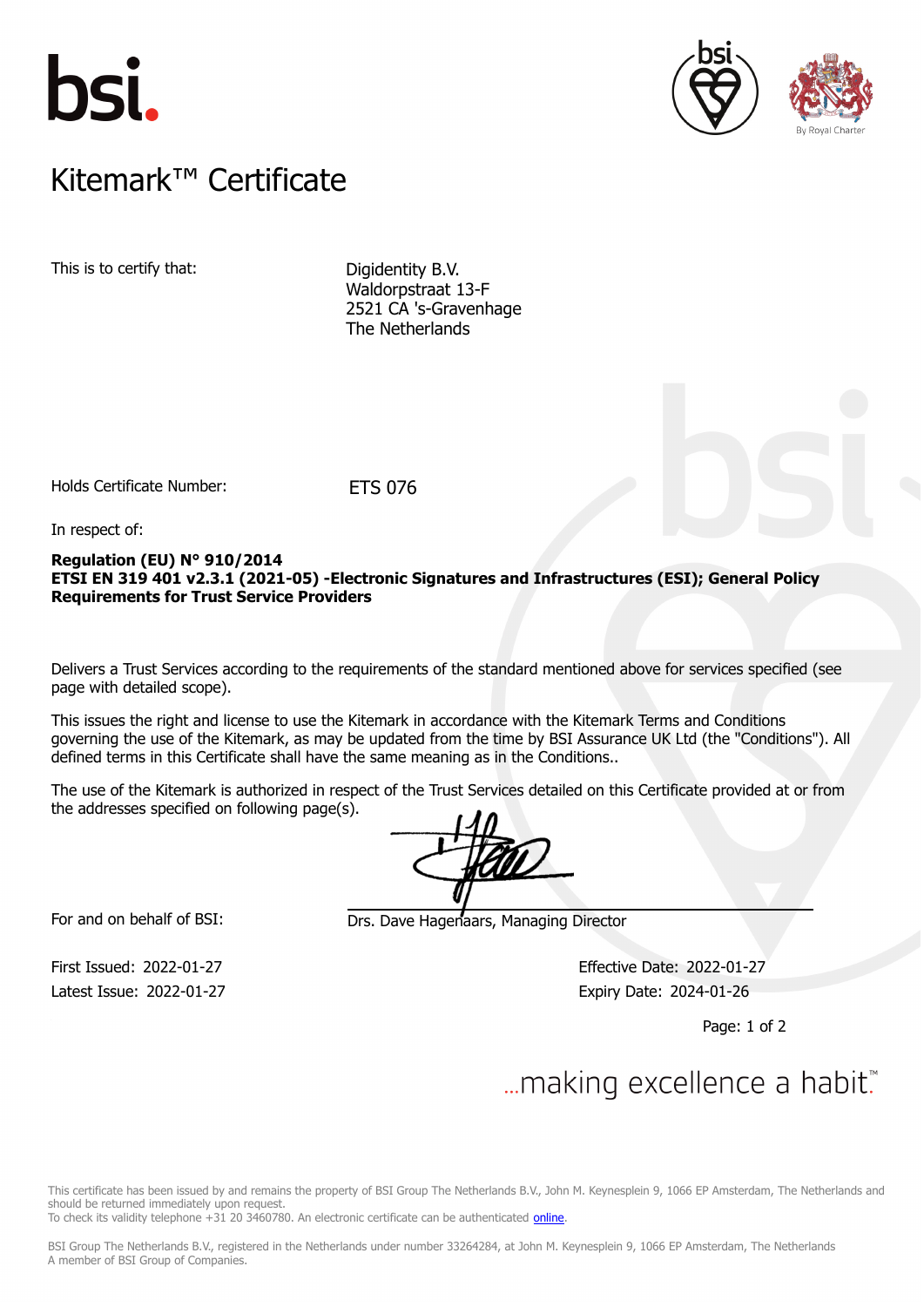bsi.

# Kitemark™ Certificate

This is to certify that:

Digidentity B.V.
Waldorpstraat 13-F
2521 CA 's-Gravenhage
The Netherlands

Holds Certificate Number: ETS 076

In respect of:

**Regulation (EU) N° 910/2014**
**ETSI EN 319 401 v2.3.1 (2021-05) -Electronic Signatures and Infrastructures (ESI); General Policy Requirements for Trust Service Providers**

Delivers a Trust Services according to the requirements of the standard mentioned above for services specified (see page with detailed scope).

This issues the right and license to use the Kitemark in accordance with the Kitemark Terms and Conditions governing the use of the Kitemark, as may be updated from the time by BSI Assurance UK Ltd (the "Conditions"). All defined terms in this Certificate shall have the same meaning as in the Conditions..

The use of the Kitemark is authorized in respect of the Trust Services detailed on this Certificate provided at or from the addresses specified on following page(s).

For and on behalf of BSI: Drs. Dave Hagenaars, Managing Director

First Issued: 2022-01-27
Latest Issue: 2022-01-27

Effective Date: 2022-01-27
Expiry Date: 2024-01-26

...making excellence a habit.™

This certificate has been issued by and remains the property of BSI Group The Netherlands B.V., John M. Keynesplein 9, 1066 EP Amsterdam, The Netherlands and should be returned immediately upon request.
To check its validity telephone +31 20 3460780. An electronic certificate can be authenticated online.

BSI Group The Netherlands B.V., registered in the Netherlands under number 33264284, at John M. Keynesplein 9, 1066 EP Amsterdam, The Netherlands
A member of BSI Group of Companies.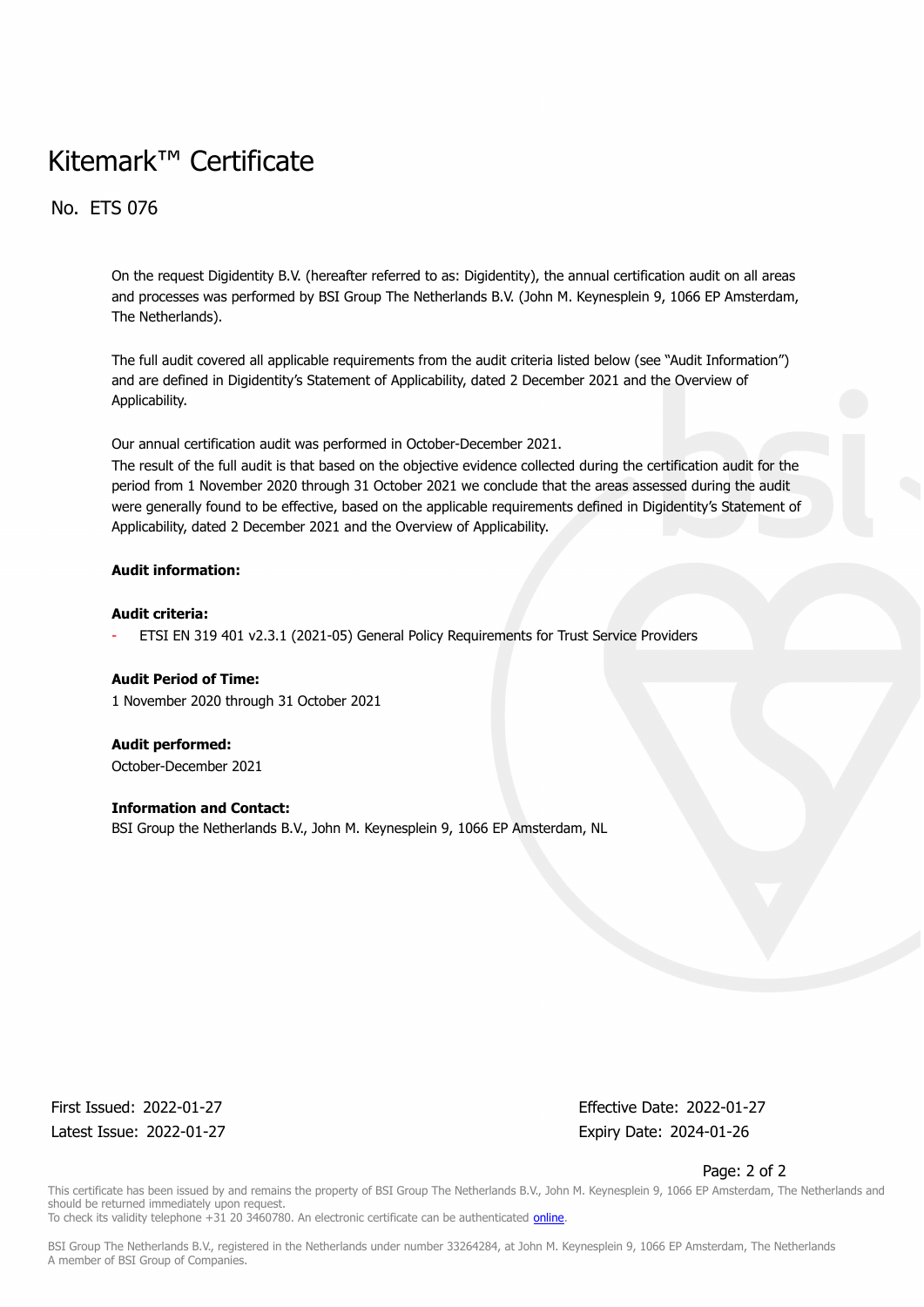# Kitemark™ Certificate

## No. ETS 076

On the request Digidentity B.V. (hereafter referred to as: Digidentity), the annual certification audit on all areas and processes was performed by BSI Group The Netherlands B.V. (John M. Keynesplein 9, 1066 EP Amsterdam, The Netherlands).

The full audit covered all applicable requirements from the audit criteria listed below (see "Audit Information") and are defined in Digidentity's Statement of Applicability, dated 2 December 2021 and the Overview of Applicability.

Our annual certification audit was performed in October-December 2021.
The result of the full audit is that based on the objective evidence collected during the certification audit for the period from 1 November 2020 through 31 October 2021 we conclude that the areas assessed during the audit were generally found to be effective, based on the applicable requirements defined in Digidentity's Statement of Applicability, dated 2 December 2021 and the Overview of Applicability.

**Audit information:**

**Audit criteria:**

- ETSI EN 319 401 v2.3.1 (2021-05) General Policy Requirements for Trust Service Providers

**Audit Period of Time:**
1 November 2020 through 31 October 2021

**Audit performed:**
October-December 2021

**Information and Contact:**
BSI Group the Netherlands B.V., John M. Keynesplein 9, 1066 EP Amsterdam, NL

First Issued: 2022-01-27
Latest Issue: 2022-01-27

Effective Date: 2022-01-27
Expiry Date: 2024-01-26

This certificate has been issued by and remains the property of BSI Group The Netherlands B.V., John M. Keynesplein 9, 1066 EP Amsterdam, The Netherlands and should be returned immediately upon request.
To check its validity telephone +31 20 3460780. An electronic certificate can be authenticated online.

BSI Group The Netherlands B.V., registered in the Netherlands under number 33264284, at John M. Keynesplein 9, 1066 EP Amsterdam, The Netherlands
A member of BSI Group of Companies.